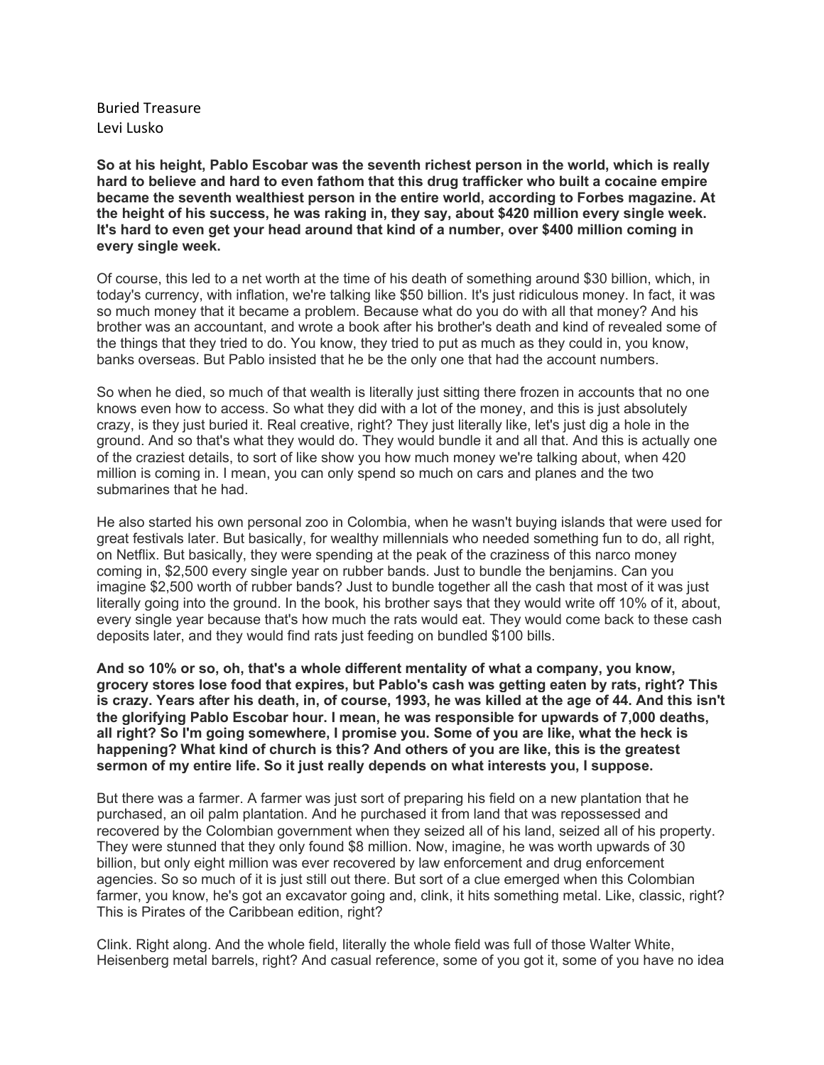Buried Treasure
Levi Lusko

**So at his height, Pablo Escobar was the seventh richest person in the world, which is really hard to believe and hard to even fathom that this drug trafficker who built a cocaine empire became the seventh wealthiest person in the entire world, according to Forbes magazine. At the height of his success, he was raking in, they say, about $420 million every single week. It's hard to even get your head around that kind of a number, over $400 million coming in every single week.**

Of course, this led to a net worth at the time of his death of something around $30 billion, which, in today's currency, with inflation, we're talking like $50 billion. It's just ridiculous money. In fact, it was so much money that it became a problem. Because what do you do with all that money? And his brother was an accountant, and wrote a book after his brother's death and kind of revealed some of the things that they tried to do. You know, they tried to put as much as they could in, you know, banks overseas. But Pablo insisted that he be the only one that had the account numbers.

So when he died, so much of that wealth is literally just sitting there frozen in accounts that no one knows even how to access. So what they did with a lot of the money, and this is just absolutely crazy, is they just buried it. Real creative, right? They just literally like, let's just dig a hole in the ground. And so that's what they would do. They would bundle it and all that. And this is actually one of the craziest details, to sort of like show you how much money we're talking about, when 420 million is coming in. I mean, you can only spend so much on cars and planes and the two submarines that he had.

He also started his own personal zoo in Colombia, when he wasn't buying islands that were used for great festivals later. But basically, for wealthy millennials who needed something fun to do, all right, on Netflix. But basically, they were spending at the peak of the craziness of this narco money coming in, $2,500 every single year on rubber bands. Just to bundle the benjamins. Can you imagine $2,500 worth of rubber bands? Just to bundle together all the cash that most of it was just literally going into the ground. In the book, his brother says that they would write off 10% of it, about, every single year because that's how much the rats would eat. They would come back to these cash deposits later, and they would find rats just feeding on bundled $100 bills.

**And so 10% or so, oh, that's a whole different mentality of what a company, you know, grocery stores lose food that expires, but Pablo's cash was getting eaten by rats, right? This is crazy. Years after his death, in, of course, 1993, he was killed at the age of 44. And this isn't the glorifying Pablo Escobar hour. I mean, he was responsible for upwards of 7,000 deaths, all right? So I'm going somewhere, I promise you. Some of you are like, what the heck is happening? What kind of church is this? And others of you are like, this is the greatest sermon of my entire life. So it just really depends on what interests you, I suppose.**

But there was a farmer. A farmer was just sort of preparing his field on a new plantation that he purchased, an oil palm plantation. And he purchased it from land that was repossessed and recovered by the Colombian government when they seized all of his land, seized all of his property. They were stunned that they only found $8 million. Now, imagine, he was worth upwards of 30 billion, but only eight million was ever recovered by law enforcement and drug enforcement agencies. So so much of it is just still out there. But sort of a clue emerged when this Colombian farmer, you know, he's got an excavator going and, clink, it hits something metal. Like, classic, right? This is Pirates of the Caribbean edition, right?

Clink. Right along. And the whole field, literally the whole field was full of those Walter White, Heisenberg metal barrels, right? And casual reference, some of you got it, some of you have no idea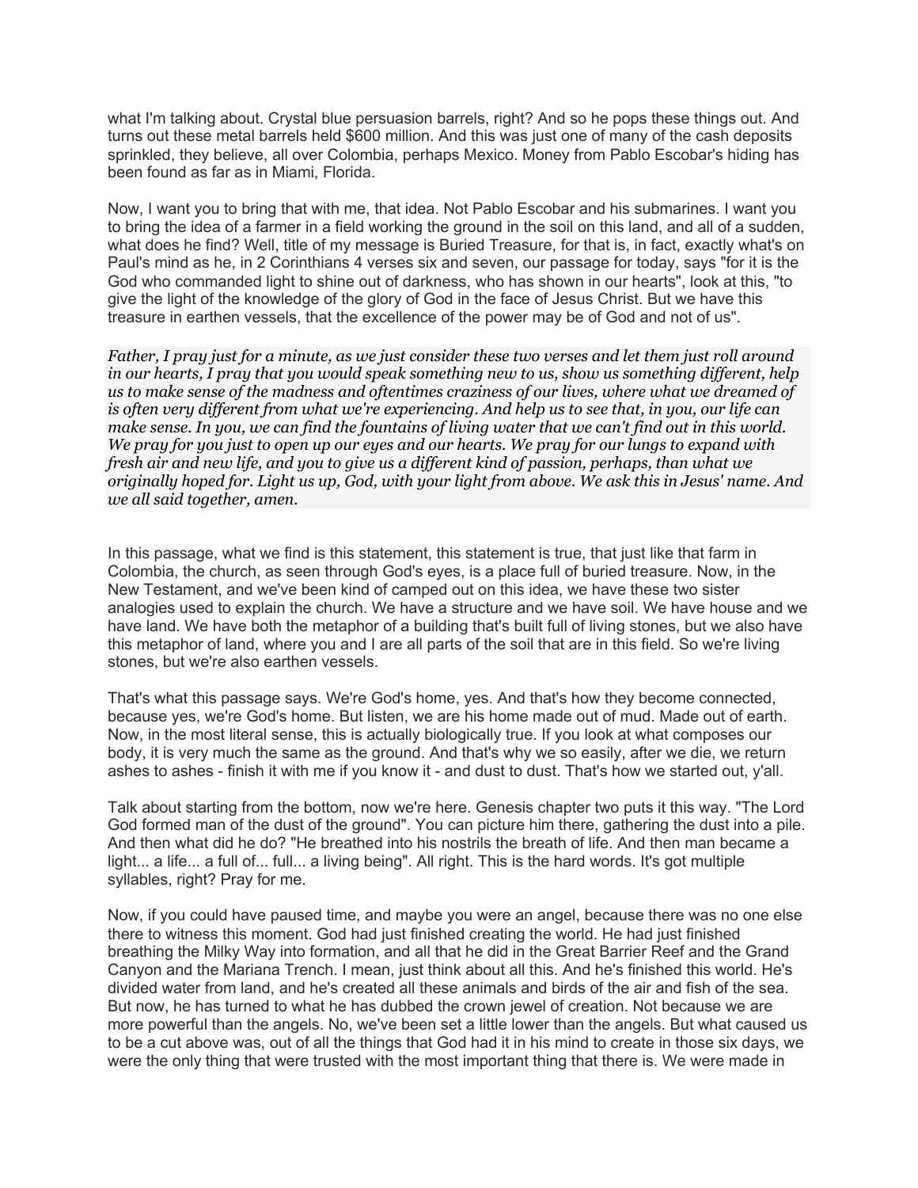what I'm talking about. Crystal blue persuasion barrels, right? And so he pops these things out. And turns out these metal barrels held $600 million. And this was just one of many of the cash deposits sprinkled, they believe, all over Colombia, perhaps Mexico. Money from Pablo Escobar's hiding has been found as far as in Miami, Florida.

Now, I want you to bring that with me, that idea. Not Pablo Escobar and his submarines. I want you to bring the idea of a farmer in a field working the ground in the soil on this land, and all of a sudden, what does he find? Well, title of my message is Buried Treasure, for that is, in fact, exactly what's on Paul's mind as he, in 2 Corinthians 4 verses six and seven, our passage for today, says "for it is the God who commanded light to shine out of darkness, who has shown in our hearts", look at this, "to give the light of the knowledge of the glory of God in the face of Jesus Christ. But we have this treasure in earthen vessels, that the excellence of the power may be of God and not of us".

*Father, I pray just for a minute, as we just consider these two verses and let them just roll around in our hearts, I pray that you would speak something new to us, show us something different, help us to make sense of the madness and oftentimes craziness of our lives, where what we dreamed of is often very different from what we're experiencing. And help us to see that, in you, our life can make sense. In you, we can find the fountains of living water that we can't find out in this world. We pray for you just to open up our eyes and our hearts. We pray for our lungs to expand with fresh air and new life, and you to give us a different kind of passion, perhaps, than what we originally hoped for. Light us up, God, with your light from above. We ask this in Jesus' name. And we all said together, amen.*

In this passage, what we find is this statement, this statement is true, that just like that farm in Colombia, the church, as seen through God's eyes, is a place full of buried treasure. Now, in the New Testament, and we've been kind of camped out on this idea, we have these two sister analogies used to explain the church. We have a structure and we have soil. We have house and we have land. We have both the metaphor of a building that's built full of living stones, but we also have this metaphor of land, where you and I are all parts of the soil that are in this field. So we're living stones, but we're also earthen vessels.

That's what this passage says. We're God's home, yes. And that's how they become connected, because yes, we're God's home. But listen, we are his home made out of mud. Made out of earth. Now, in the most literal sense, this is actually biologically true. If you look at what composes our body, it is very much the same as the ground. And that's why we so easily, after we die, we return ashes to ashes - finish it with me if you know it - and dust to dust. That's how we started out, y'all.

Talk about starting from the bottom, now we're here. Genesis chapter two puts it this way. "The Lord God formed man of the dust of the ground". You can picture him there, gathering the dust into a pile. And then what did he do? "He breathed into his nostrils the breath of life. And then man became a light... a life... a full of... full... a living being". All right. This is the hard words. It's got multiple syllables, right? Pray for me.

Now, if you could have paused time, and maybe you were an angel, because there was no one else there to witness this moment. God had just finished creating the world. He had just finished breathing the Milky Way into formation, and all that he did in the Great Barrier Reef and the Grand Canyon and the Mariana Trench. I mean, just think about all this. And he's finished this world. He's divided water from land, and he's created all these animals and birds of the air and fish of the sea. But now, he has turned to what he has dubbed the crown jewel of creation. Not because we are more powerful than the angels. No, we've been set a little lower than the angels. But what caused us to be a cut above was, out of all the things that God had it in his mind to create in those six days, we were the only thing that were trusted with the most important thing that there is. We were made in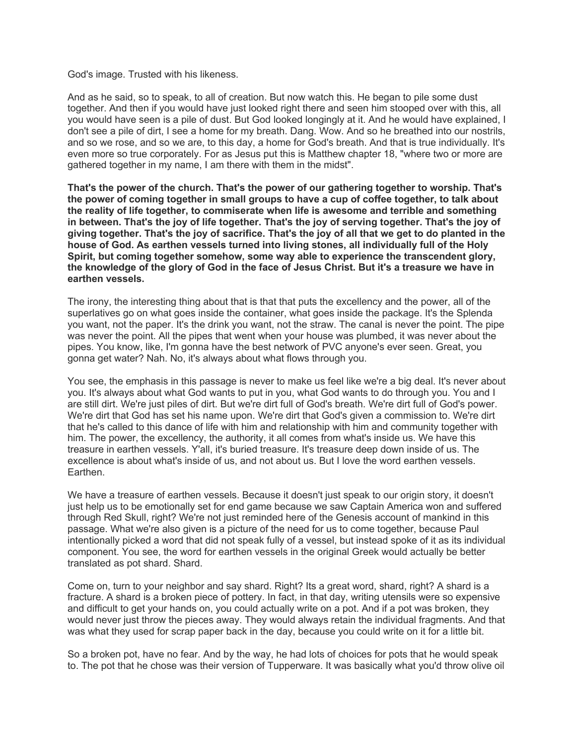God's image. Trusted with his likeness.

And as he said, so to speak, to all of creation. But now watch this. He began to pile some dust together. And then if you would have just looked right there and seen him stooped over with this, all you would have seen is a pile of dust. But God looked longingly at it. And he would have explained, I don't see a pile of dirt, I see a home for my breath. Dang. Wow. And so he breathed into our nostrils, and so we rose, and so we are, to this day, a home for God's breath. And that is true individually. It's even more so true corporately. For as Jesus put this is Matthew chapter 18, "where two or more are gathered together in my name, I am there with them in the midst".

**That's the power of the church. That's the power of our gathering together to worship. That's the power of coming together in small groups to have a cup of coffee together, to talk about the reality of life together, to commiserate when life is awesome and terrible and something in between. That's the joy of life together. That's the joy of serving together. That's the joy of giving together. That's the joy of sacrifice. That's the joy of all that we get to do planted in the house of God. As earthen vessels turned into living stones, all individually full of the Holy Spirit, but coming together somehow, some way able to experience the transcendent glory, the knowledge of the glory of God in the face of Jesus Christ. But it's a treasure we have in earthen vessels.**

The irony, the interesting thing about that is that that puts the excellency and the power, all of the superlatives go on what goes inside the container, what goes inside the package. It's the Splenda you want, not the paper. It's the drink you want, not the straw. The canal is never the point. The pipe was never the point. All the pipes that went when your house was plumbed, it was never about the pipes. You know, like, I'm gonna have the best network of PVC anyone's ever seen. Great, you gonna get water? Nah. No, it's always about what flows through you.

You see, the emphasis in this passage is never to make us feel like we're a big deal. It's never about you. It's always about what God wants to put in you, what God wants to do through you. You and I are still dirt. We're just piles of dirt. But we're dirt full of God's breath. We're dirt full of God's power. We're dirt that God has set his name upon. We're dirt that God's given a commission to. We're dirt that he's called to this dance of life with him and relationship with him and community together with him. The power, the excellency, the authority, it all comes from what's inside us. We have this treasure in earthen vessels. Y'all, it's buried treasure. It's treasure deep down inside of us. The excellence is about what's inside of us, and not about us. But I love the word earthen vessels. Earthen.

We have a treasure of earthen vessels. Because it doesn't just speak to our origin story, it doesn't just help us to be emotionally set for end game because we saw Captain America won and suffered through Red Skull, right? We're not just reminded here of the Genesis account of mankind in this passage. What we're also given is a picture of the need for us to come together, because Paul intentionally picked a word that did not speak fully of a vessel, but instead spoke of it as its individual component. You see, the word for earthen vessels in the original Greek would actually be better translated as pot shard. Shard.

Come on, turn to your neighbor and say shard. Right? Its a great word, shard, right? A shard is a fracture. A shard is a broken piece of pottery. In fact, in that day, writing utensils were so expensive and difficult to get your hands on, you could actually write on a pot. And if a pot was broken, they would never just throw the pieces away. They would always retain the individual fragments. And that was what they used for scrap paper back in the day, because you could write on it for a little bit.

So a broken pot, have no fear. And by the way, he had lots of choices for pots that he would speak to. The pot that he chose was their version of Tupperware. It was basically what you'd throw olive oil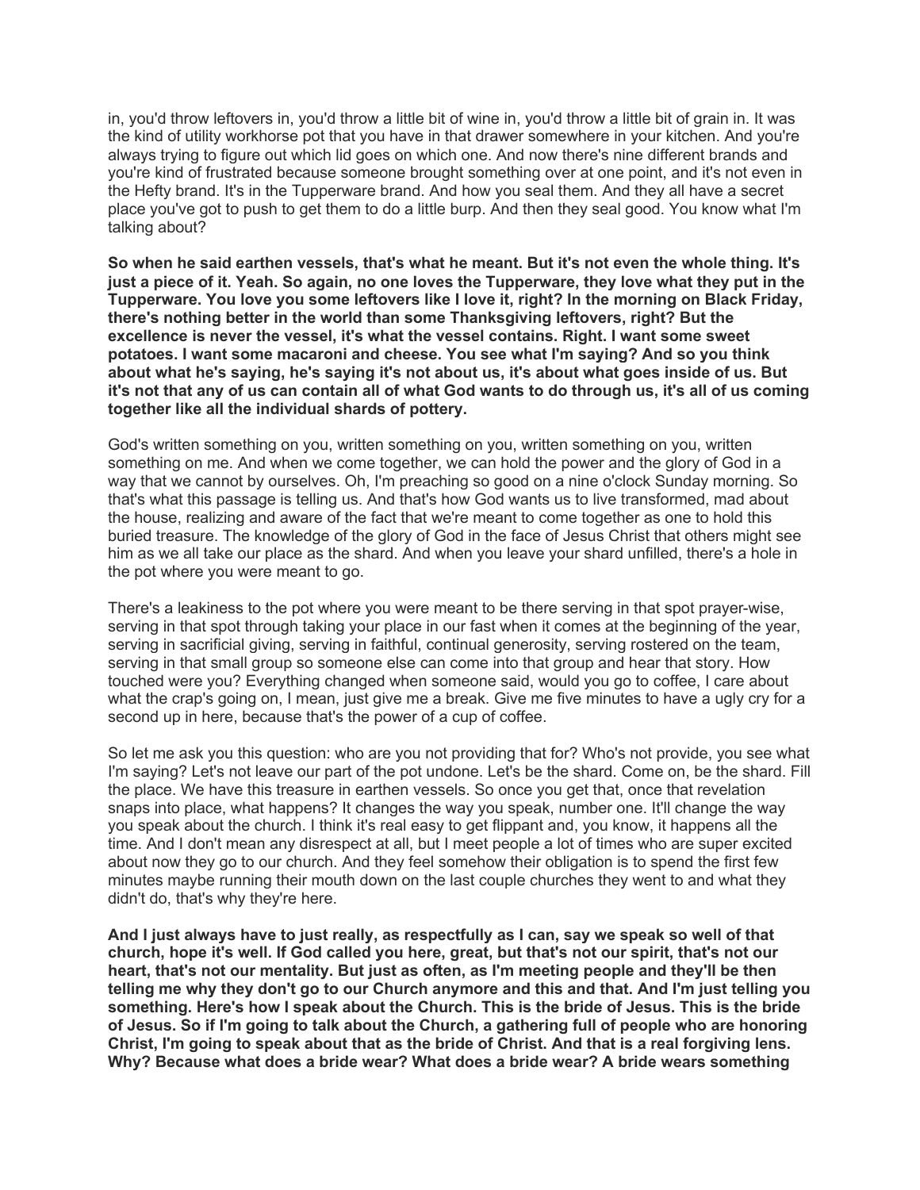in, you'd throw leftovers in, you'd throw a little bit of wine in, you'd throw a little bit of grain in. It was the kind of utility workhorse pot that you have in that drawer somewhere in your kitchen. And you're always trying to figure out which lid goes on which one. And now there's nine different brands and you're kind of frustrated because someone brought something over at one point, and it's not even in the Hefty brand. It's in the Tupperware brand. And how you seal them. And they all have a secret place you've got to push to get them to do a little burp. And then they seal good. You know what I'm talking about?

**So when he said earthen vessels, that's what he meant. But it's not even the whole thing. It's just a piece of it. Yeah. So again, no one loves the Tupperware, they love what they put in the Tupperware. You love you some leftovers like I love it, right? In the morning on Black Friday, there's nothing better in the world than some Thanksgiving leftovers, right? But the excellence is never the vessel, it's what the vessel contains. Right. I want some sweet potatoes. I want some macaroni and cheese. You see what I'm saying? And so you think about what he's saying, he's saying it's not about us, it's about what goes inside of us. But it's not that any of us can contain all of what God wants to do through us, it's all of us coming together like all the individual shards of pottery.**

God's written something on you, written something on you, written something on you, written something on me. And when we come together, we can hold the power and the glory of God in a way that we cannot by ourselves. Oh, I'm preaching so good on a nine o'clock Sunday morning. So that's what this passage is telling us. And that's how God wants us to live transformed, mad about the house, realizing and aware of the fact that we're meant to come together as one to hold this buried treasure. The knowledge of the glory of God in the face of Jesus Christ that others might see him as we all take our place as the shard. And when you leave your shard unfilled, there's a hole in the pot where you were meant to go.

There's a leakiness to the pot where you were meant to be there serving in that spot prayer-wise, serving in that spot through taking your place in our fast when it comes at the beginning of the year, serving in sacrificial giving, serving in faithful, continual generosity, serving rostered on the team, serving in that small group so someone else can come into that group and hear that story. How touched were you? Everything changed when someone said, would you go to coffee, I care about what the crap's going on, I mean, just give me a break. Give me five minutes to have a ugly cry for a second up in here, because that's the power of a cup of coffee.

So let me ask you this question: who are you not providing that for? Who's not provide, you see what I'm saying? Let's not leave our part of the pot undone. Let's be the shard. Come on, be the shard. Fill the place. We have this treasure in earthen vessels. So once you get that, once that revelation snaps into place, what happens? It changes the way you speak, number one. It'll change the way you speak about the church. I think it's real easy to get flippant and, you know, it happens all the time. And I don't mean any disrespect at all, but I meet people a lot of times who are super excited about now they go to our church. And they feel somehow their obligation is to spend the first few minutes maybe running their mouth down on the last couple churches they went to and what they didn't do, that's why they're here.

**And I just always have to just really, as respectfully as I can, say we speak so well of that church, hope it's well. If God called you here, great, but that's not our spirit, that's not our heart, that's not our mentality. But just as often, as I'm meeting people and they'll be then telling me why they don't go to our Church anymore and this and that. And I'm just telling you something. Here's how I speak about the Church. This is the bride of Jesus. This is the bride of Jesus. So if I'm going to talk about the Church, a gathering full of people who are honoring Christ, I'm going to speak about that as the bride of Christ. And that is a real forgiving lens. Why? Because what does a bride wear? What does a bride wear? A bride wears something**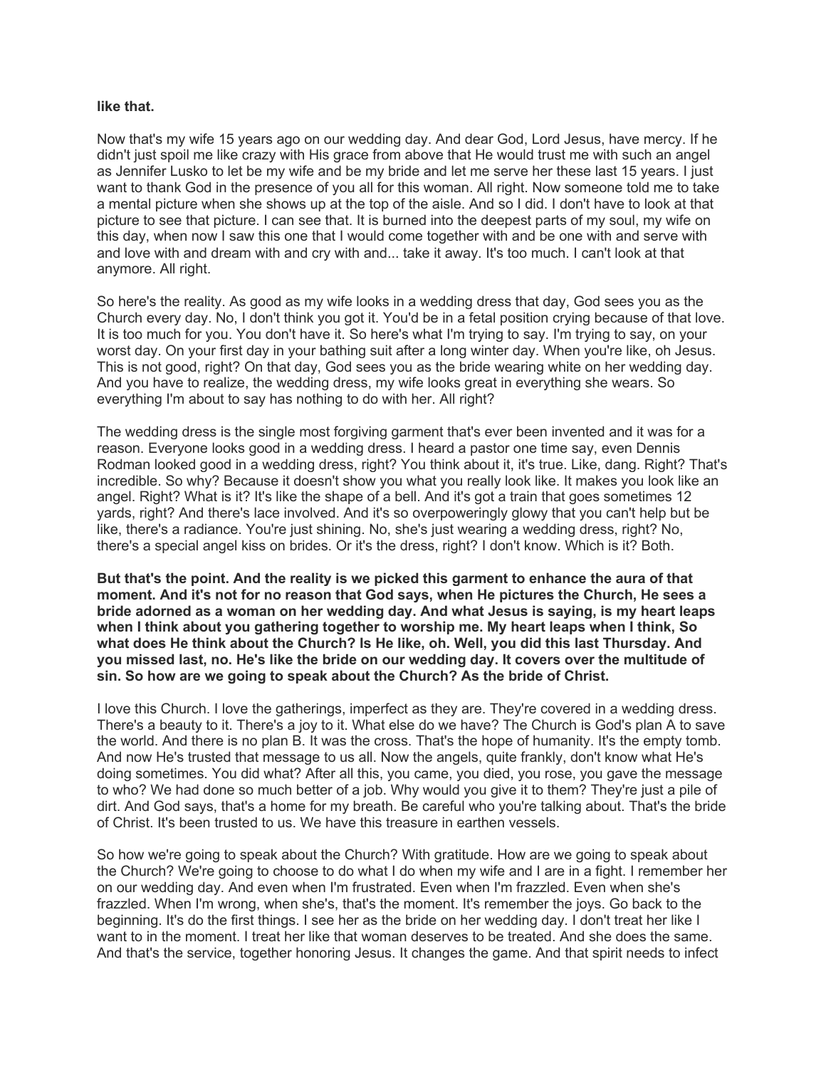**like that.**

Now that's my wife 15 years ago on our wedding day. And dear God, Lord Jesus, have mercy. If he didn't just spoil me like crazy with His grace from above that He would trust me with such an angel as Jennifer Lusko to let be my wife and be my bride and let me serve her these last 15 years. I just want to thank God in the presence of you all for this woman. All right. Now someone told me to take a mental picture when she shows up at the top of the aisle. And so I did. I don't have to look at that picture to see that picture. I can see that. It is burned into the deepest parts of my soul, my wife on this day, when now I saw this one that I would come together with and be one with and serve with and love with and dream with and cry with and... take it away. It's too much. I can't look at that anymore. All right.

So here's the reality. As good as my wife looks in a wedding dress that day, God sees you as the Church every day. No, I don't think you got it. You'd be in a fetal position crying because of that love. It is too much for you. You don't have it. So here's what I'm trying to say. I'm trying to say, on your worst day. On your first day in your bathing suit after a long winter day. When you're like, oh Jesus. This is not good, right? On that day, God sees you as the bride wearing white on her wedding day. And you have to realize, the wedding dress, my wife looks great in everything she wears. So everything I'm about to say has nothing to do with her. All right?

The wedding dress is the single most forgiving garment that's ever been invented and it was for a reason. Everyone looks good in a wedding dress. I heard a pastor one time say, even Dennis Rodman looked good in a wedding dress, right? You think about it, it's true. Like, dang. Right? That's incredible. So why? Because it doesn't show you what you really look like. It makes you look like an angel. Right? What is it? It's like the shape of a bell. And it's got a train that goes sometimes 12 yards, right? And there's lace involved. And it's so overpoweringly glowy that you can't help but be like, there's a radiance. You're just shining. No, she's just wearing a wedding dress, right? No, there's a special angel kiss on brides. Or it's the dress, right? I don't know. Which is it? Both.

**But that's the point. And the reality is we picked this garment to enhance the aura of that moment. And it's not for no reason that God says, when He pictures the Church, He sees a bride adorned as a woman on her wedding day. And what Jesus is saying, is my heart leaps when I think about you gathering together to worship me. My heart leaps when I think, So what does He think about the Church? Is He like, oh. Well, you did this last Thursday. And you missed last, no. He's like the bride on our wedding day. It covers over the multitude of sin. So how are we going to speak about the Church? As the bride of Christ.**

I love this Church. I love the gatherings, imperfect as they are. They're covered in a wedding dress. There's a beauty to it. There's a joy to it. What else do we have? The Church is God's plan A to save the world. And there is no plan B. It was the cross. That's the hope of humanity. It's the empty tomb. And now He's trusted that message to us all. Now the angels, quite frankly, don't know what He's doing sometimes. You did what? After all this, you came, you died, you rose, you gave the message to who? We had done so much better of a job. Why would you give it to them? They're just a pile of dirt. And God says, that's a home for my breath. Be careful who you're talking about. That's the bride of Christ. It's been trusted to us. We have this treasure in earthen vessels.

So how we're going to speak about the Church? With gratitude. How are we going to speak about the Church? We're going to choose to do what I do when my wife and I are in a fight. I remember her on our wedding day. And even when I'm frustrated. Even when I'm frazzled. Even when she's frazzled. When I'm wrong, when she's, that's the moment. It's remember the joys. Go back to the beginning. It's do the first things. I see her as the bride on her wedding day. I don't treat her like I want to in the moment. I treat her like that woman deserves to be treated. And she does the same. And that's the service, together honoring Jesus. It changes the game. And that spirit needs to infect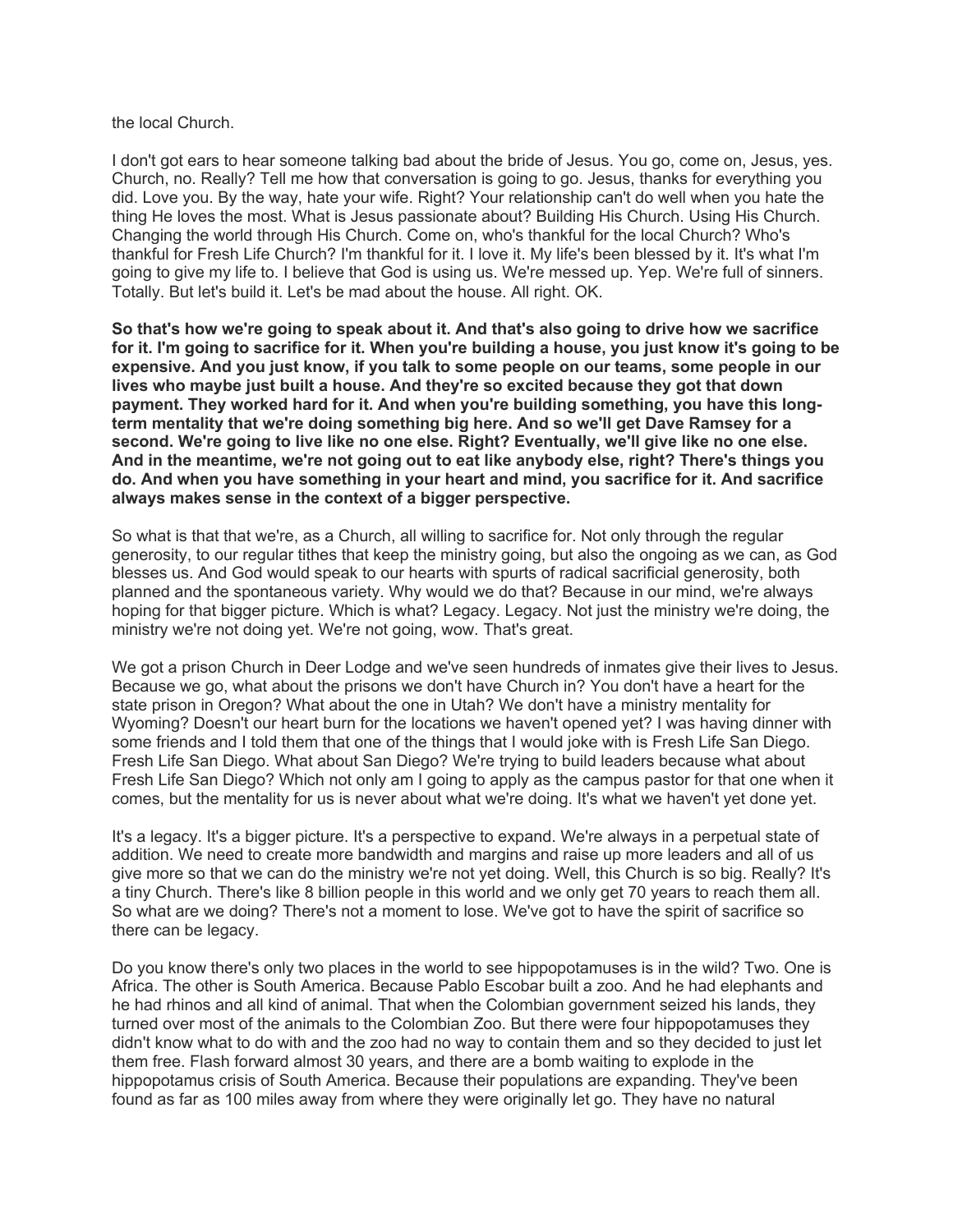the local Church.

I don't got ears to hear someone talking bad about the bride of Jesus. You go, come on, Jesus, yes. Church, no. Really? Tell me how that conversation is going to go. Jesus, thanks for everything you did. Love you. By the way, hate your wife. Right? Your relationship can't do well when you hate the thing He loves the most. What is Jesus passionate about? Building His Church. Using His Church. Changing the world through His Church. Come on, who's thankful for the local Church? Who's thankful for Fresh Life Church? I'm thankful for it. I love it. My life's been blessed by it. It's what I'm going to give my life to. I believe that God is using us. We're messed up. Yep. We're full of sinners. Totally. But let's build it. Let's be mad about the house. All right. OK.

**So that's how we're going to speak about it. And that's also going to drive how we sacrifice for it. I'm going to sacrifice for it. When you're building a house, you just know it's going to be expensive. And you just know, if you talk to some people on our teams, some people in our lives who maybe just built a house. And they're so excited because they got that down payment. They worked hard for it. And when you're building something, you have this long-term mentality that we're doing something big here. And so we'll get Dave Ramsey for a second. We're going to live like no one else. Right? Eventually, we'll give like no one else. And in the meantime, we're not going out to eat like anybody else, right? There's things you do. And when you have something in your heart and mind, you sacrifice for it. And sacrifice always makes sense in the context of a bigger perspective.**

So what is that that we're, as a Church, all willing to sacrifice for. Not only through the regular generosity, to our regular tithes that keep the ministry going, but also the ongoing as we can, as God blesses us. And God would speak to our hearts with spurts of radical sacrificial generosity, both planned and the spontaneous variety. Why would we do that? Because in our mind, we're always hoping for that bigger picture. Which is what? Legacy. Legacy. Not just the ministry we're doing, the ministry we're not doing yet. We're not going, wow. That's great.

We got a prison Church in Deer Lodge and we've seen hundreds of inmates give their lives to Jesus. Because we go, what about the prisons we don't have Church in? You don't have a heart for the state prison in Oregon? What about the one in Utah? We don't have a ministry mentality for Wyoming? Doesn't our heart burn for the locations we haven't opened yet? I was having dinner with some friends and I told them that one of the things that I would joke with is Fresh Life San Diego. Fresh Life San Diego. What about San Diego? We're trying to build leaders because what about Fresh Life San Diego? Which not only am I going to apply as the campus pastor for that one when it comes, but the mentality for us is never about what we're doing. It's what we haven't yet done yet.

It's a legacy. It's a bigger picture. It's a perspective to expand. We're always in a perpetual state of addition. We need to create more bandwidth and margins and raise up more leaders and all of us give more so that we can do the ministry we're not yet doing. Well, this Church is so big. Really? It's a tiny Church. There's like 8 billion people in this world and we only get 70 years to reach them all. So what are we doing? There's not a moment to lose. We've got to have the spirit of sacrifice so there can be legacy.

Do you know there's only two places in the world to see hippopotamuses is in the wild? Two. One is Africa. The other is South America. Because Pablo Escobar built a zoo. And he had elephants and he had rhinos and all kind of animal. That when the Colombian government seized his lands, they turned over most of the animals to the Colombian Zoo. But there were four hippopotamuses they didn't know what to do with and the zoo had no way to contain them and so they decided to just let them free. Flash forward almost 30 years, and there are a bomb waiting to explode in the hippopotamus crisis of South America. Because their populations are expanding. They've been found as far as 100 miles away from where they were originally let go. They have no natural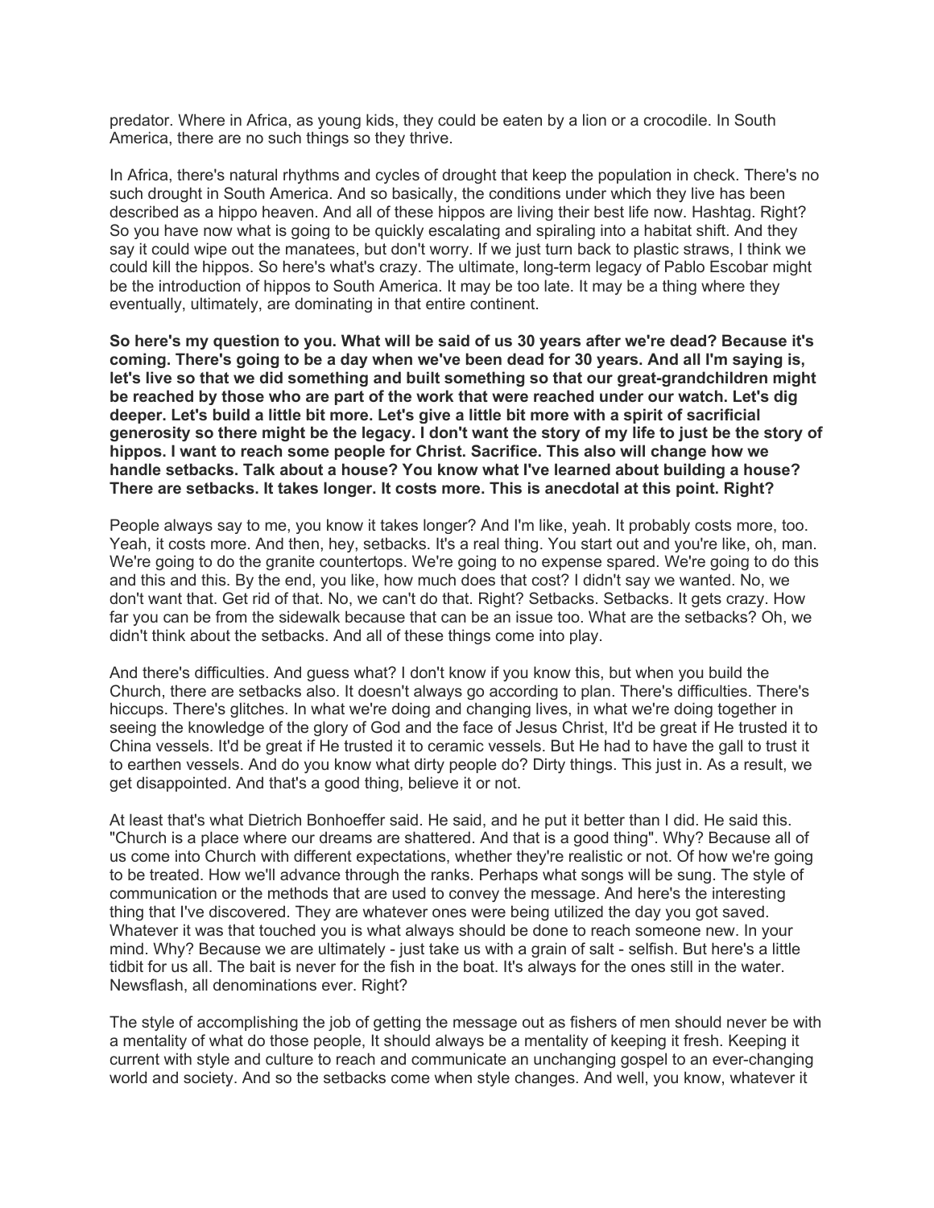predator. Where in Africa, as young kids, they could be eaten by a lion or a crocodile. In South America, there are no such things so they thrive.

In Africa, there's natural rhythms and cycles of drought that keep the population in check. There's no such drought in South America. And so basically, the conditions under which they live has been described as a hippo heaven. And all of these hippos are living their best life now. Hashtag. Right? So you have now what is going to be quickly escalating and spiraling into a habitat shift. And they say it could wipe out the manatees, but don't worry. If we just turn back to plastic straws, I think we could kill the hippos. So here's what's crazy. The ultimate, long-term legacy of Pablo Escobar might be the introduction of hippos to South America. It may be too late. It may be a thing where they eventually, ultimately, are dominating in that entire continent.

**So here's my question to you. What will be said of us 30 years after we're dead? Because it's coming. There's going to be a day when we've been dead for 30 years. And all I'm saying is, let's live so that we did something and built something so that our great-grandchildren might be reached by those who are part of the work that were reached under our watch. Let's dig deeper. Let's build a little bit more. Let's give a little bit more with a spirit of sacrificial generosity so there might be the legacy. I don't want the story of my life to just be the story of hippos. I want to reach some people for Christ. Sacrifice. This also will change how we handle setbacks. Talk about a house? You know what I've learned about building a house? There are setbacks. It takes longer. It costs more. This is anecdotal at this point. Right?**

People always say to me, you know it takes longer? And I'm like, yeah. It probably costs more, too. Yeah, it costs more. And then, hey, setbacks. It's a real thing. You start out and you're like, oh, man. We're going to do the granite countertops. We're going to no expense spared. We're going to do this and this and this. By the end, you like, how much does that cost? I didn't say we wanted. No, we don't want that. Get rid of that. No, we can't do that. Right? Setbacks. Setbacks. It gets crazy. How far you can be from the sidewalk because that can be an issue too. What are the setbacks? Oh, we didn't think about the setbacks. And all of these things come into play.

And there's difficulties. And guess what? I don't know if you know this, but when you build the Church, there are setbacks also. It doesn't always go according to plan. There's difficulties. There's hiccups. There's glitches. In what we're doing and changing lives, in what we're doing together in seeing the knowledge of the glory of God and the face of Jesus Christ, It'd be great if He trusted it to China vessels. It'd be great if He trusted it to ceramic vessels. But He had to have the gall to trust it to earthen vessels. And do you know what dirty people do? Dirty things. This just in. As a result, we get disappointed. And that's a good thing, believe it or not.

At least that's what Dietrich Bonhoeffer said. He said, and he put it better than I did. He said this. "Church is a place where our dreams are shattered. And that is a good thing". Why? Because all of us come into Church with different expectations, whether they're realistic or not. Of how we're going to be treated. How we'll advance through the ranks. Perhaps what songs will be sung. The style of communication or the methods that are used to convey the message. And here's the interesting thing that I've discovered. They are whatever ones were being utilized the day you got saved. Whatever it was that touched you is what always should be done to reach someone new. In your mind. Why? Because we are ultimately - just take us with a grain of salt - selfish. But here's a little tidbit for us all. The bait is never for the fish in the boat. It's always for the ones still in the water. Newsflash, all denominations ever. Right?

The style of accomplishing the job of getting the message out as fishers of men should never be with a mentality of what do those people, It should always be a mentality of keeping it fresh. Keeping it current with style and culture to reach and communicate an unchanging gospel to an ever-changing world and society. And so the setbacks come when style changes. And well, you know, whatever it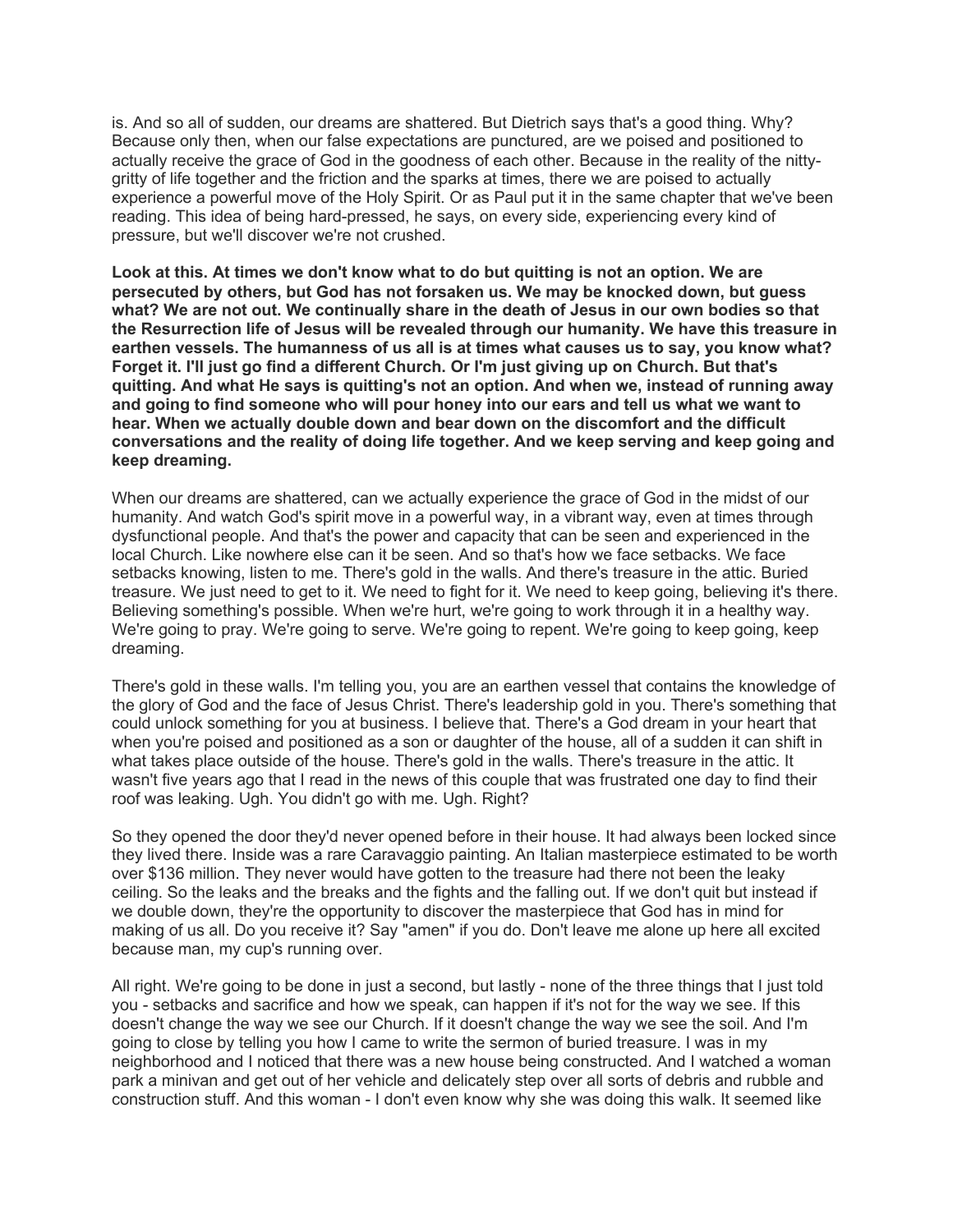is. And so all of sudden, our dreams are shattered. But Dietrich says that's a good thing. Why? Because only then, when our false expectations are punctured, are we poised and positioned to actually receive the grace of God in the goodness of each other. Because in the reality of the nitty-gritty of life together and the friction and the sparks at times, there we are poised to actually experience a powerful move of the Holy Spirit. Or as Paul put it in the same chapter that we've been reading. This idea of being hard-pressed, he says, on every side, experiencing every kind of pressure, but we'll discover we're not crushed.

**Look at this. At times we don't know what to do but quitting is not an option. We are persecuted by others, but God has not forsaken us. We may be knocked down, but guess what? We are not out. We continually share in the death of Jesus in our own bodies so that the Resurrection life of Jesus will be revealed through our humanity. We have this treasure in earthen vessels. The humanness of us all is at times what causes us to say, you know what? Forget it. I'll just go find a different Church. Or I'm just giving up on Church. But that's quitting. And what He says is quitting's not an option. And when we, instead of running away and going to find someone who will pour honey into our ears and tell us what we want to hear. When we actually double down and bear down on the discomfort and the difficult conversations and the reality of doing life together. And we keep serving and keep going and keep dreaming.**

When our dreams are shattered, can we actually experience the grace of God in the midst of our humanity. And watch God's spirit move in a powerful way, in a vibrant way, even at times through dysfunctional people. And that's the power and capacity that can be seen and experienced in the local Church. Like nowhere else can it be seen. And so that's how we face setbacks. We face setbacks knowing, listen to me. There's gold in the walls. And there's treasure in the attic. Buried treasure. We just need to get to it. We need to fight for it. We need to keep going, believing it's there. Believing something's possible. When we're hurt, we're going to work through it in a healthy way. We're going to pray. We're going to serve. We're going to repent. We're going to keep going, keep dreaming.

There's gold in these walls. I'm telling you, you are an earthen vessel that contains the knowledge of the glory of God and the face of Jesus Christ. There's leadership gold in you. There's something that could unlock something for you at business. I believe that. There's a God dream in your heart that when you're poised and positioned as a son or daughter of the house, all of a sudden it can shift in what takes place outside of the house. There's gold in the walls. There's treasure in the attic. It wasn't five years ago that I read in the news of this couple that was frustrated one day to find their roof was leaking. Ugh. You didn't go with me. Ugh. Right?

So they opened the door they'd never opened before in their house. It had always been locked since they lived there. Inside was a rare Caravaggio painting. An Italian masterpiece estimated to be worth over $136 million. They never would have gotten to the treasure had there not been the leaky ceiling. So the leaks and the breaks and the fights and the falling out. If we don't quit but instead if we double down, they're the opportunity to discover the masterpiece that God has in mind for making of us all. Do you receive it? Say "amen" if you do. Don't leave me alone up here all excited because man, my cup's running over.

All right. We're going to be done in just a second, but lastly - none of the three things that I just told you - setbacks and sacrifice and how we speak, can happen if it's not for the way we see. If this doesn't change the way we see our Church. If it doesn't change the way we see the soil. And I'm going to close by telling you how I came to write the sermon of buried treasure. I was in my neighborhood and I noticed that there was a new house being constructed. And I watched a woman park a minivan and get out of her vehicle and delicately step over all sorts of debris and rubble and construction stuff. And this woman - I don't even know why she was doing this walk. It seemed like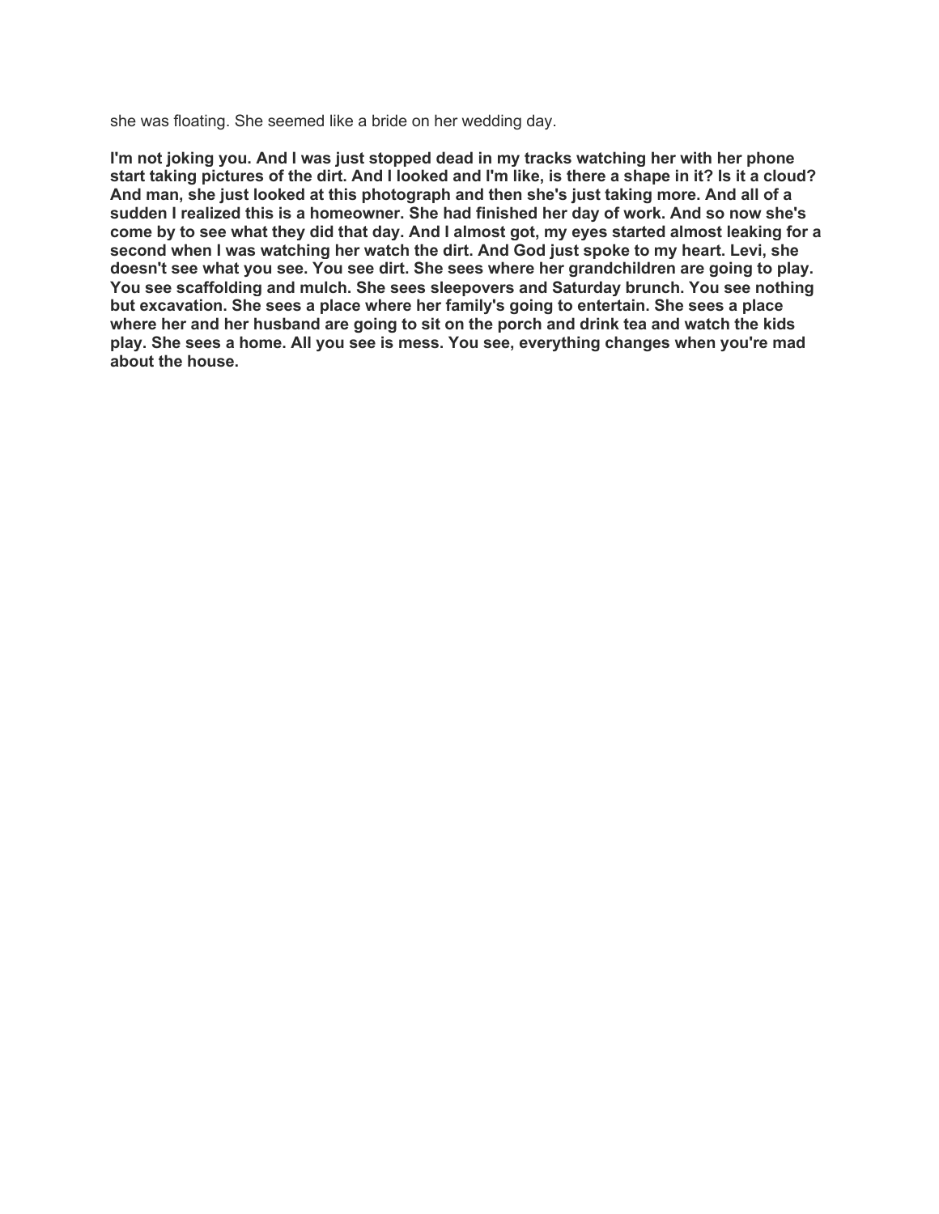she was floating. She seemed like a bride on her wedding day.

**I'm not joking you. And I was just stopped dead in my tracks watching her with her phone start taking pictures of the dirt. And I looked and I'm like, is there a shape in it? Is it a cloud? And man, she just looked at this photograph and then she's just taking more. And all of a sudden I realized this is a homeowner. She had finished her day of work. And so now she's come by to see what they did that day. And I almost got, my eyes started almost leaking for a second when I was watching her watch the dirt. And God just spoke to my heart. Levi, she doesn't see what you see. You see dirt. She sees where her grandchildren are going to play. You see scaffolding and mulch. She sees sleepovers and Saturday brunch. You see nothing but excavation. She sees a place where her family's going to entertain. She sees a place where her and her husband are going to sit on the porch and drink tea and watch the kids play. She sees a home. All you see is mess. You see, everything changes when you're mad about the house.**